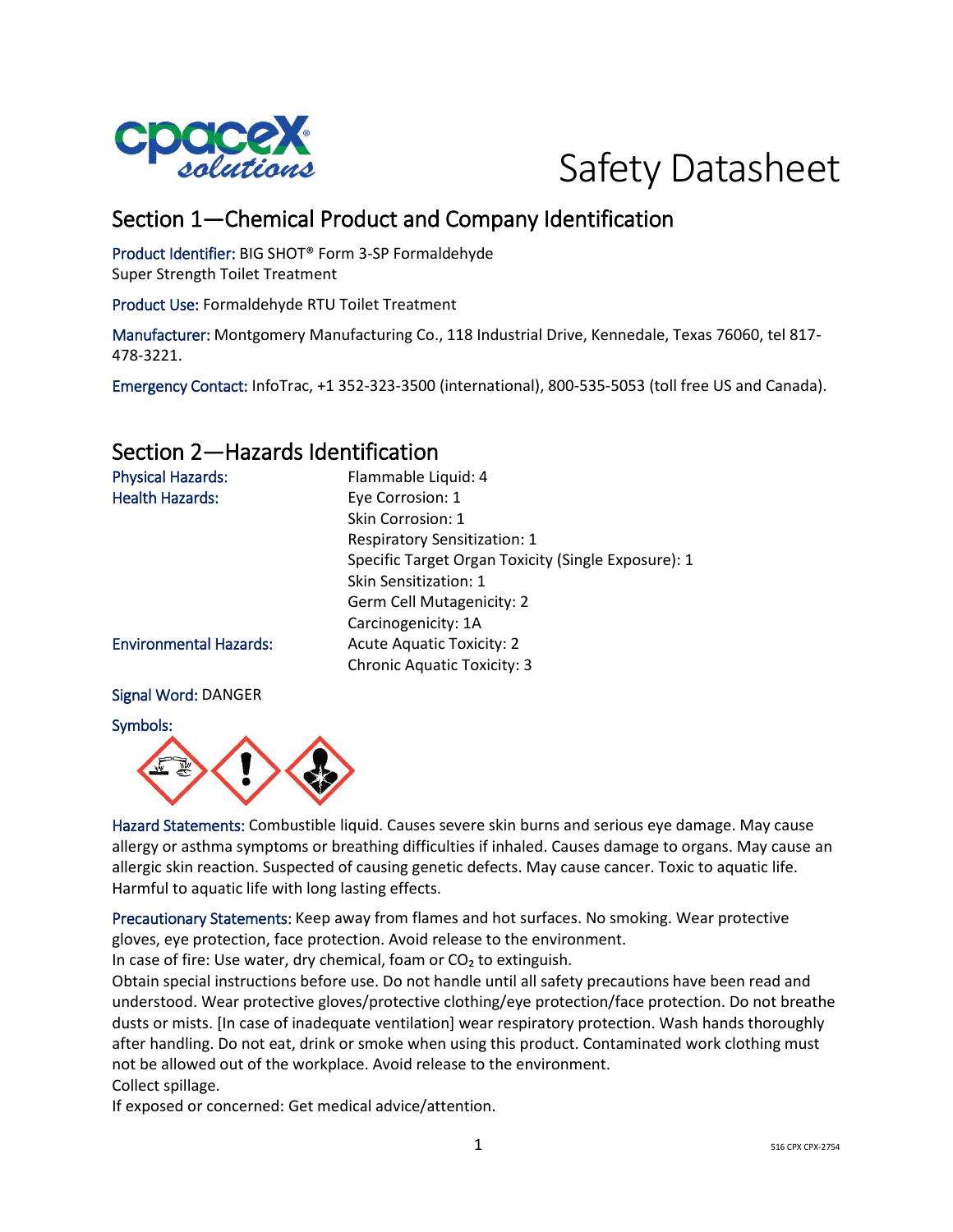# Safety Datasheet

## Section 1—Chemical Product and Company Identification

Product Identifier: BIG SHOT® Form 3-SP Formaldehyde Super Strength Toilet Treatment

Product Use: Formaldehyde RTU Toilet Treatment

Manufacturer: Montgomery Manufacturing Co., 118 Industrial Drive, Kennedale, Texas 76060, tel 817-478-3221.

Emergency Contact: InfoTrac, +1 352-323-3500 (international), 800-535-5053 (toll free US and Canada).

## Section 2—Hazards Identification

| | |
|---|---|
| Physical Hazards: | Flammable Liquid: 4 |
| Health Hazards: | Eye Corrosion: 1 |
| | Skin Corrosion: 1 |
| | Respiratory Sensitization: 1 |
| | Specific Target Organ Toxicity (Single Exposure): 1 |
| | Skin Sensitization: 1 |
| | Germ Cell Mutagenicity: 2 |
| | Carcinogenicity: 1A |
| Environmental Hazards: | Acute Aquatic Toxicity: 2 |
| | Chronic Aquatic Toxicity: 3 |

Signal Word: DANGER

Symbols:

Hazard Statements: Combustible liquid. Causes severe skin burns and serious eye damage. May cause allergy or asthma symptoms or breathing difficulties if inhaled. Causes damage to organs. May cause an allergic skin reaction. Suspected of causing genetic defects. May cause cancer. Toxic to aquatic life. Harmful to aquatic life with long lasting effects.

Precautionary Statements: Keep away from flames and hot surfaces. No smoking. Wear protective gloves, eye protection, face protection. Avoid release to the environment.
In case of fire: Use water, dry chemical, foam or $CO_2$ to extinguish.
Obtain special instructions before use. Do not handle until all safety precautions have been read and understood. Wear protective gloves/protective clothing/eye protection/face protection. Do not breathe dusts or mists. [In case of inadequate ventilation] wear respiratory protection. Wash hands thoroughly after handling. Do not eat, drink or smoke when using this product. Contaminated work clothing must not be allowed out of the workplace. Avoid release to the environment.
Collect spillage.
If exposed or concerned: Get medical advice/attention.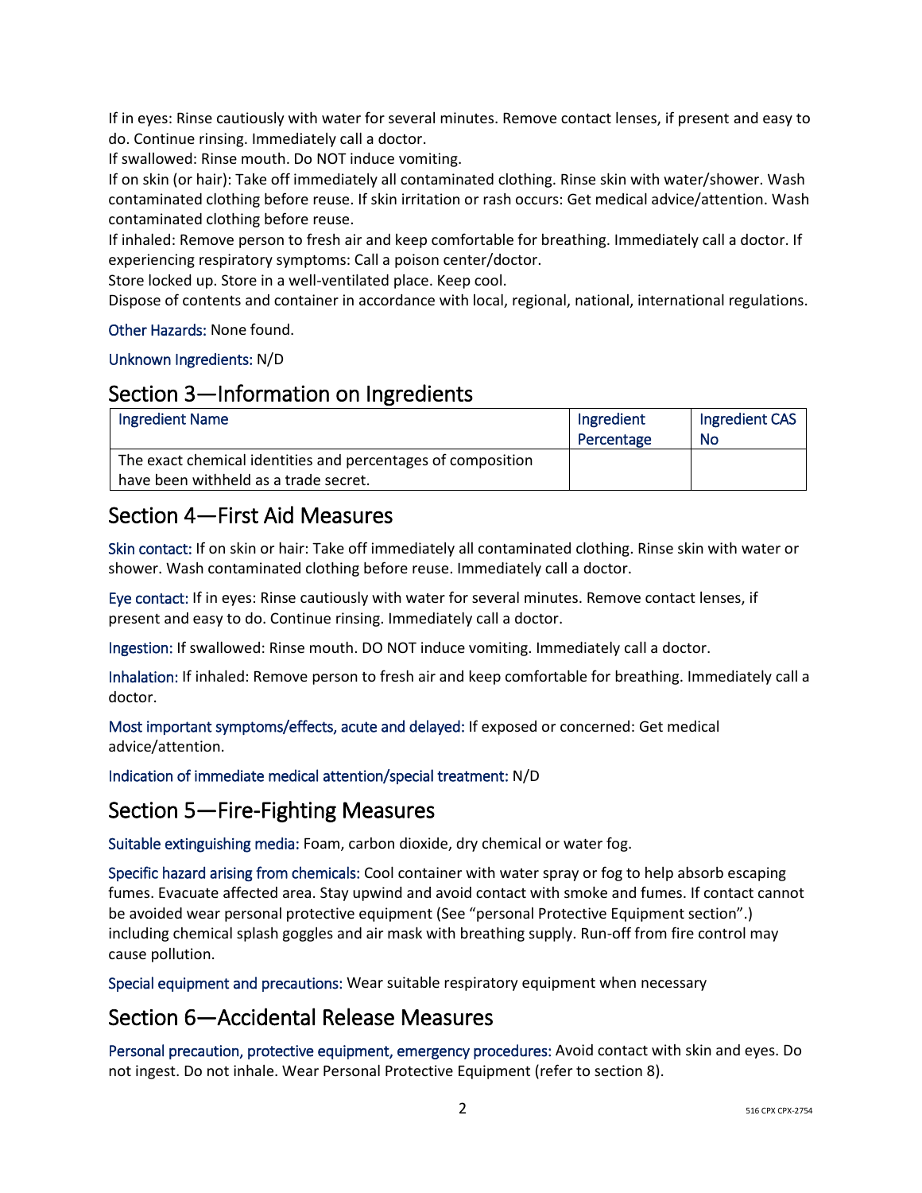If in eyes: Rinse cautiously with water for several minutes. Remove contact lenses, if present and easy to do. Continue rinsing. Immediately call a doctor.
If swallowed: Rinse mouth. Do NOT induce vomiting.
If on skin (or hair): Take off immediately all contaminated clothing. Rinse skin with water/shower. Wash contaminated clothing before reuse. If skin irritation or rash occurs: Get medical advice/attention. Wash contaminated clothing before reuse.
If inhaled: Remove person to fresh air and keep comfortable for breathing. Immediately call a doctor. If experiencing respiratory symptoms: Call a poison center/doctor.
Store locked up. Store in a well-ventilated place. Keep cool.
Dispose of contents and container in accordance with local, regional, national, international regulations.

Other Hazards: None found.

Unknown Ingredients: N/D

## Section 3—Information on Ingredients

| Ingredient Name | Ingredient Percentage | Ingredient CAS No |
|---|---|---|
| The exact chemical identities and percentages of composition have been withheld as a trade secret. | | |

## Section 4—First Aid Measures

Skin contact: If on skin or hair: Take off immediately all contaminated clothing. Rinse skin with water or shower. Wash contaminated clothing before reuse. Immediately call a doctor.

Eye contact: If in eyes: Rinse cautiously with water for several minutes. Remove contact lenses, if present and easy to do. Continue rinsing. Immediately call a doctor.

Ingestion: If swallowed: Rinse mouth. DO NOT induce vomiting. Immediately call a doctor.

Inhalation: If inhaled: Remove person to fresh air and keep comfortable for breathing. Immediately call a doctor.

Most important symptoms/effects, acute and delayed: If exposed or concerned: Get medical advice/attention.

Indication of immediate medical attention/special treatment: N/D

## Section 5—Fire-Fighting Measures

Suitable extinguishing media: Foam, carbon dioxide, dry chemical or water fog.

Specific hazard arising from chemicals: Cool container with water spray or fog to help absorb escaping fumes. Evacuate affected area. Stay upwind and avoid contact with smoke and fumes. If contact cannot be avoided wear personal protective equipment (See "personal Protective Equipment section".) including chemical splash goggles and air mask with breathing supply. Run-off from fire control may cause pollution.

Special equipment and precautions: Wear suitable respiratory equipment when necessary

## Section 6—Accidental Release Measures

Personal precaution, protective equipment, emergency procedures: Avoid contact with skin and eyes. Do not ingest. Do not inhale. Wear Personal Protective Equipment (refer to section 8).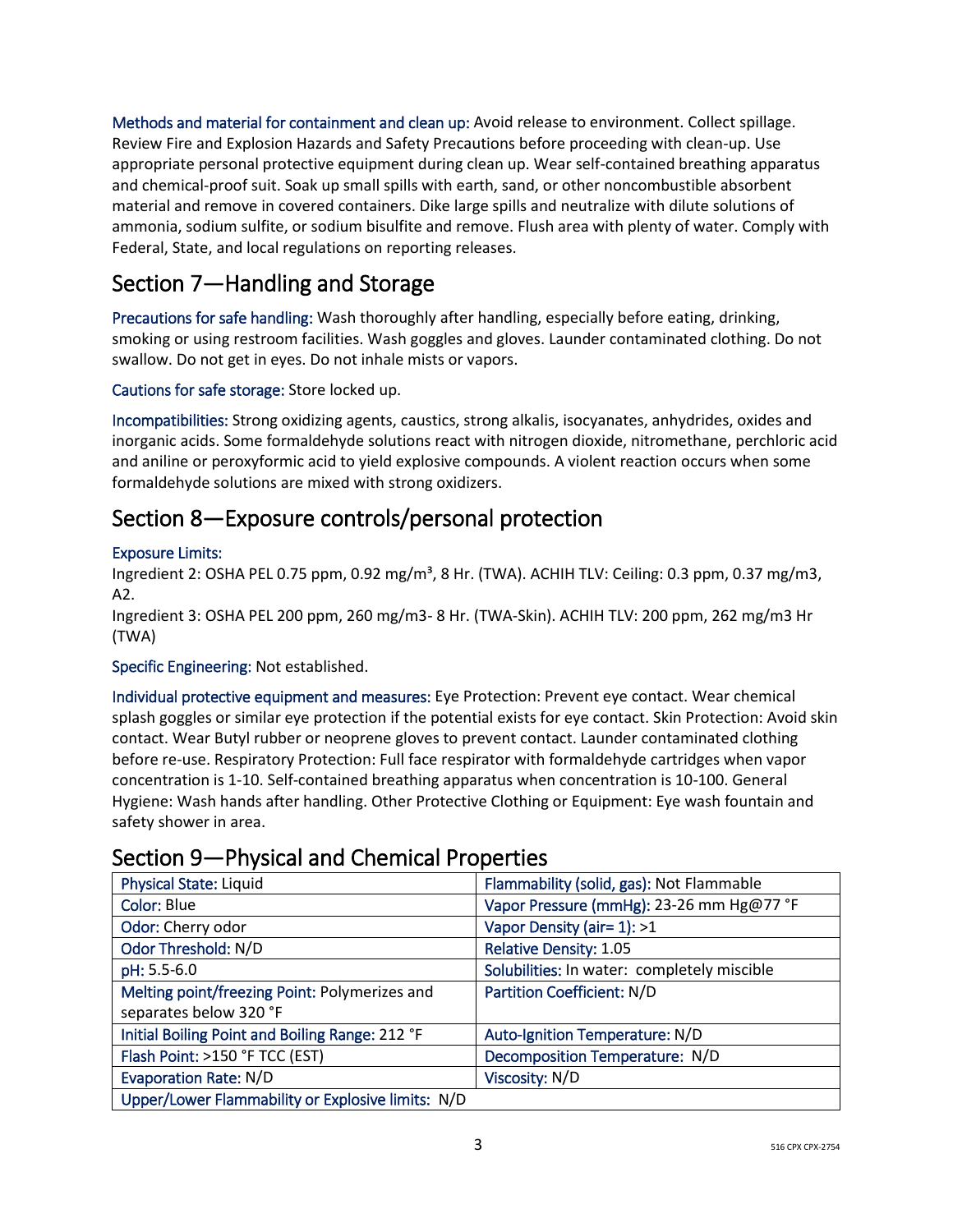**Methods and material for containment and clean up:** Avoid release to environment. Collect spillage. Review Fire and Explosion Hazards and Safety Precautions before proceeding with clean-up. Use appropriate personal protective equipment during clean up. Wear self-contained breathing apparatus and chemical-proof suit. Soak up small spills with earth, sand, or other noncombustible absorbent material and remove in covered containers. Dike large spills and neutralize with dilute solutions of ammonia, sodium sulfite, or sodium bisulfite and remove. Flush area with plenty of water. Comply with Federal, State, and local regulations on reporting releases.

## Section 7—Handling and Storage

**Precautions for safe handling:** Wash thoroughly after handling, especially before eating, drinking, smoking or using restroom facilities. Wash goggles and gloves. Launder contaminated clothing. Do not swallow. Do not get in eyes. Do not inhale mists or vapors.

**Cautions for safe storage:** Store locked up.

**Incompatibilities:** Strong oxidizing agents, caustics, strong alkalis, isocyanates, anhydrides, oxides and inorganic acids. Some formaldehyde solutions react with nitrogen dioxide, nitromethane, perchloric acid and aniline or peroxyformic acid to yield explosive compounds. A violent reaction occurs when some formaldehyde solutions are mixed with strong oxidizers.

## Section 8—Exposure controls/personal protection

**Exposure Limits:**
Ingredient 2: OSHA PEL 0.75 ppm, 0.92 mg/m³, 8 Hr. (TWA). ACHIH TLV: Ceiling: 0.3 ppm, 0.37 mg/m3, A2.
Ingredient 3: OSHA PEL 200 ppm, 260 mg/m3- 8 Hr. (TWA-Skin). ACHIH TLV: 200 ppm, 262 mg/m3 Hr (TWA)

**Specific Engineering:** Not established.

**Individual protective equipment and measures:** Eye Protection: Prevent eye contact. Wear chemical splash goggles or similar eye protection if the potential exists for eye contact. Skin Protection: Avoid skin contact. Wear Butyl rubber or neoprene gloves to prevent contact. Launder contaminated clothing before re-use. Respiratory Protection: Full face respirator with formaldehyde cartridges when vapor concentration is 1-10. Self-contained breathing apparatus when concentration is 10-100. General Hygiene: Wash hands after handling. Other Protective Clothing or Equipment: Eye wash fountain and safety shower in area.

## Section 9—Physical and Chemical Properties

| | |
|---|---|
| Physical State: Liquid | Flammability (solid, gas): Not Flammable |
| Color: Blue | Vapor Pressure (mmHg): 23-26 mm Hg@77 °F |
| Odor: Cherry odor | Vapor Density (air= 1): >1 |
| Odor Threshold: N/D | Relative Density: 1.05 |
| pH: 5.5-6.0 | Solubilities: In water: completely miscible |
| Melting point/freezing Point: Polymerizes and separates below 320 °F | Partition Coefficient: N/D |
| Initial Boiling Point and Boiling Range: 212 °F | Auto-Ignition Temperature: N/D |
| Flash Point: >150 °F TCC (EST) | Decomposition Temperature: N/D |
| Evaporation Rate: N/D | Viscosity: N/D |
| Upper/Lower Flammability or Explosive limits: N/D | |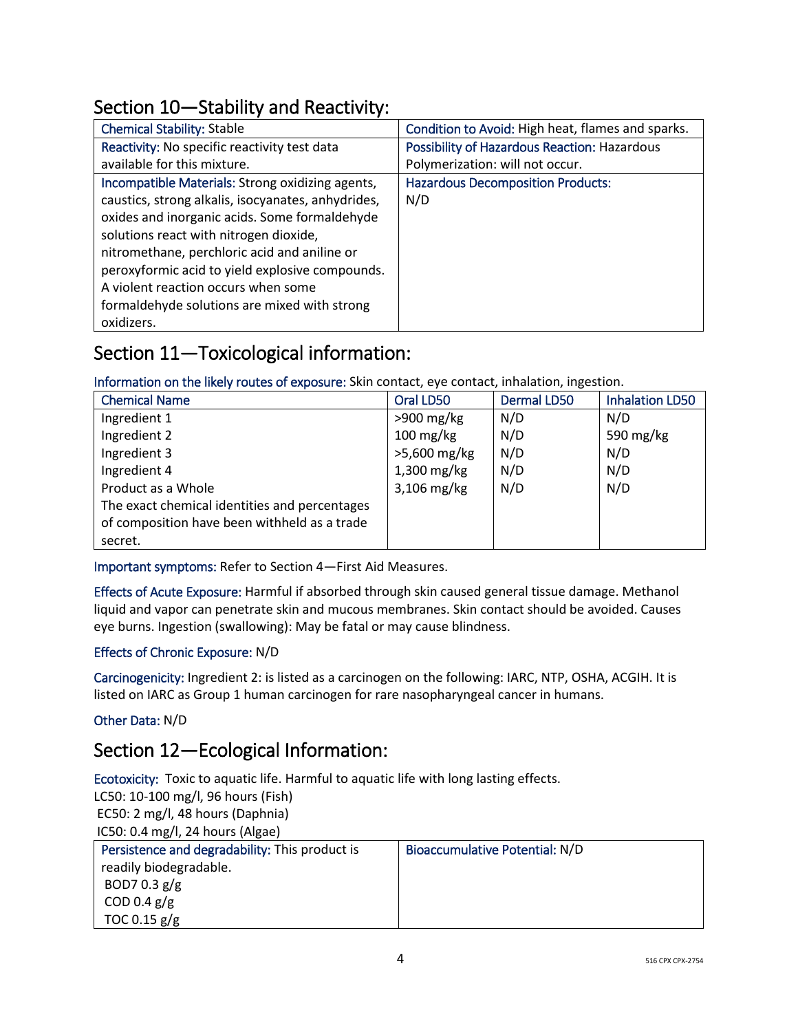## Section 10—Stability and Reactivity:

| | |
|---|---|
| Chemical Stability: Stable | Condition to Avoid: High heat, flames and sparks. |
| Reactivity: No specific reactivity test data available for this mixture. | Possibility of Hazardous Reaction: Hazardous Polymerization: will not occur. |
| Incompatible Materials: Strong oxidizing agents, caustics, strong alkalis, isocyanates, anhydrides, oxides and inorganic acids. Some formaldehyde solutions react with nitrogen dioxide, nitromethane, perchloric acid and aniline or peroxyformic acid to yield explosive compounds. A violent reaction occurs when some formaldehyde solutions are mixed with strong oxidizers. | Hazardous Decomposition Products: N/D |

## Section 11—Toxicological information:

Information on the likely routes of exposure: Skin contact, eye contact, inhalation, ingestion.

| Chemical Name | Oral LD50 | Dermal LD50 | Inhalation LD50 |
|---|---|---|---|
| Ingredient 1 | >900 mg/kg | N/D | N/D |
| Ingredient 2 | 100 mg/kg | N/D | 590 mg/kg |
| Ingredient 3 | >5,600 mg/kg | N/D | N/D |
| Ingredient 4 | 1,300 mg/kg | N/D | N/D |
| Product as a Whole | 3,106 mg/kg | N/D | N/D |
| The exact chemical identities and percentages of composition have been withheld as a trade secret. | | | |

Important symptoms: Refer to Section 4—First Aid Measures.

Effects of Acute Exposure: Harmful if absorbed through skin caused general tissue damage. Methanol liquid and vapor can penetrate skin and mucous membranes. Skin contact should be avoided. Causes eye burns. Ingestion (swallowing): May be fatal or may cause blindness.

Effects of Chronic Exposure: N/D

Carcinogenicity: Ingredient 2: is listed as a carcinogen on the following: IARC, NTP, OSHA, ACGIH. It is listed on IARC as Group 1 human carcinogen for rare nasopharyngeal cancer in humans.

Other Data: N/D

## Section 12—Ecological Information:

Ecotoxicity: Toxic to aquatic life. Harmful to aquatic life with long lasting effects.
LC50: 10-100 mg/l, 96 hours (Fish)
EC50: 2 mg/l, 48 hours (Daphnia)
IC50: 0.4 mg/l, 24 hours (Algae)

| | |
|---|---|
| Persistence and degradability: This product is readily biodegradable.<br>BOD7 0.3 g/g<br>COD 0.4 g/g<br>TOC 0.15 g/g | Bioaccumulative Potential: N/D |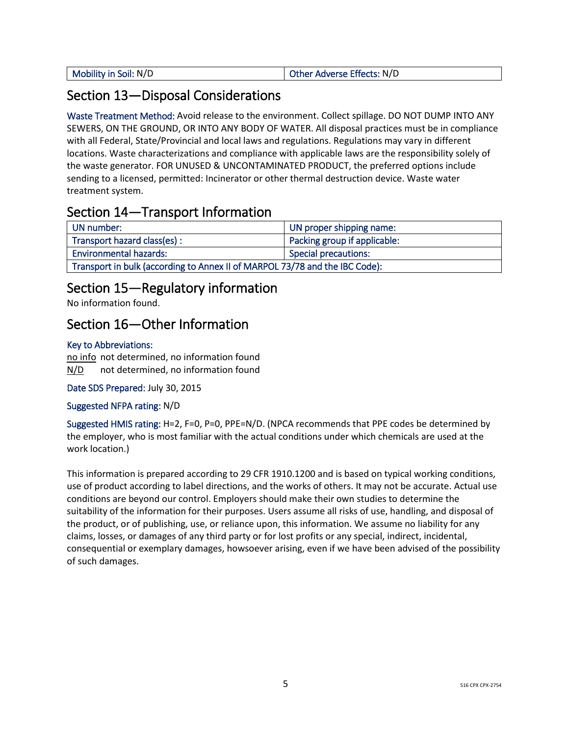| | |
|---|---|
| Mobility in Soil: N/D | Other Adverse Effects: N/D |

## Section 13—Disposal Considerations

Waste Treatment Method: Avoid release to the environment. Collect spillage. DO NOT DUMP INTO ANY SEWERS, ON THE GROUND, OR INTO ANY BODY OF WATER. All disposal practices must be in compliance with all Federal, State/Provincial and local laws and regulations. Regulations may vary in different locations. Waste characterizations and compliance with applicable laws are the responsibility solely of the waste generator. FOR UNUSED & UNCONTAMINATED PRODUCT, the preferred options include sending to a licensed, permitted: Incinerator or other thermal destruction device. Waste water treatment system.

## Section 14—Transport Information

| | |
|---|---|
| UN number: | UN proper shipping name: |
| Transport hazard class(es) : | Packing group if applicable: |
| Environmental hazards: | Special precautions: |
| Transport in bulk (according to Annex II of MARPOL 73/78 and the IBC Code): | |

## Section 15—Regulatory information

No information found.

## Section 16—Other Information

Key to Abbreviations:

no info not determined, no information found

N/D not determined, no information found

Date SDS Prepared: July 30, 2015

Suggested NFPA rating: N/D

Suggested HMIS rating: H=2, F=0, P=0, PPE=N/D. (NPCA recommends that PPE codes be determined by the employer, who is most familiar with the actual conditions under which chemicals are used at the work location.)

This information is prepared according to 29 CFR 1910.1200 and is based on typical working conditions, use of product according to label directions, and the works of others. It may not be accurate. Actual use conditions are beyond our control. Employers should make their own studies to determine the suitability of the information for their purposes. Users assume all risks of use, handling, and disposal of the product, or of publishing, use, or reliance upon, this information. We assume no liability for any claims, losses, or damages of any third party or for lost profits or any special, indirect, incidental, consequential or exemplary damages, howsoever arising, even if we have been advised of the possibility of such damages.

516 CPX CPX-2754